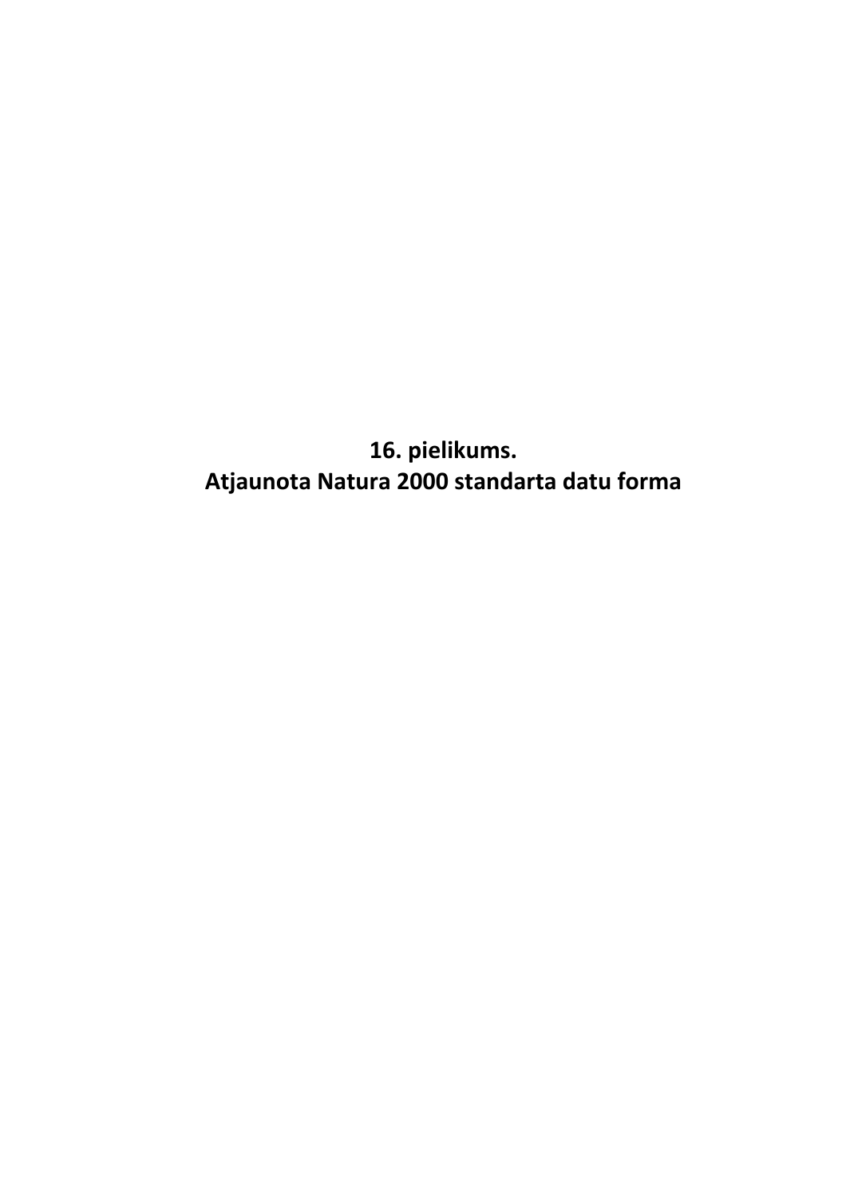# 16. pielikums.
# Atjaunota Natura 2000 standarta datu forma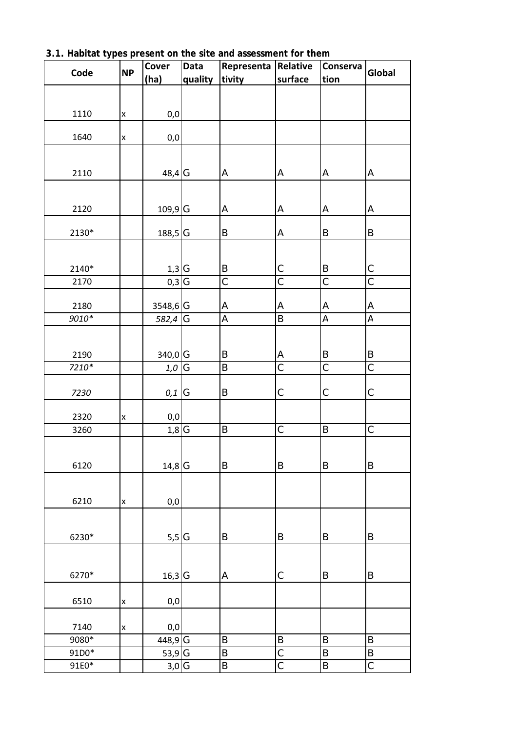### 3.1. Habitat types present on the site and assessment for them

| Code | NP | Cover (ha) | Data quality | Representativity | Relative surface | Conservation | Global |
|---|---|---|---|---|---|---|---|
| 1110 | x | 0,0 | | | | | |
| 1640 | x | 0,0 | | | | | |
| 2110 | | 48,4 | G | A | A | A | A |
| 2120 | | 109,9 | G | A | A | A | A |
| 2130* | | 188,5 | G | B | A | B | B |
| 2140* | | 1,3 | G | B | C | B | C |
| 2170 | | 0,3 | G | C | C | C | C |
| 2180 | | 3548,6 | G | A | A | A | A |
| *9010** | | *582,4* | G | A | B | A | A |
| 2190 | | 340,0 | G | B | A | B | B |
| *7210** | | *1,0* | G | B | C | C | C |
| *7230* | | *0,1* | G | B | C | C | C |
| 2320 | x | 0,0 | | | | | |
| 3260 | | 1,8 | G | B | C | B | C |
| 6120 | | 14,8 | G | B | B | B | B |
| 6210 | x | 0,0 | | | | | |
| 6230* | | 5,5 | G | B | B | B | B |
| 6270* | | 16,3 | G | A | C | B | B |
| 6510 | x | 0,0 | | | | | |
| 7140 | x | 0,0 | | | | | |
| 9080* | | 448,9 | G | B | B | B | B |
| 91D0* | | 53,9 | G | B | C | B | B |
| 91E0* | | 3,0 | G | B | C | B | C |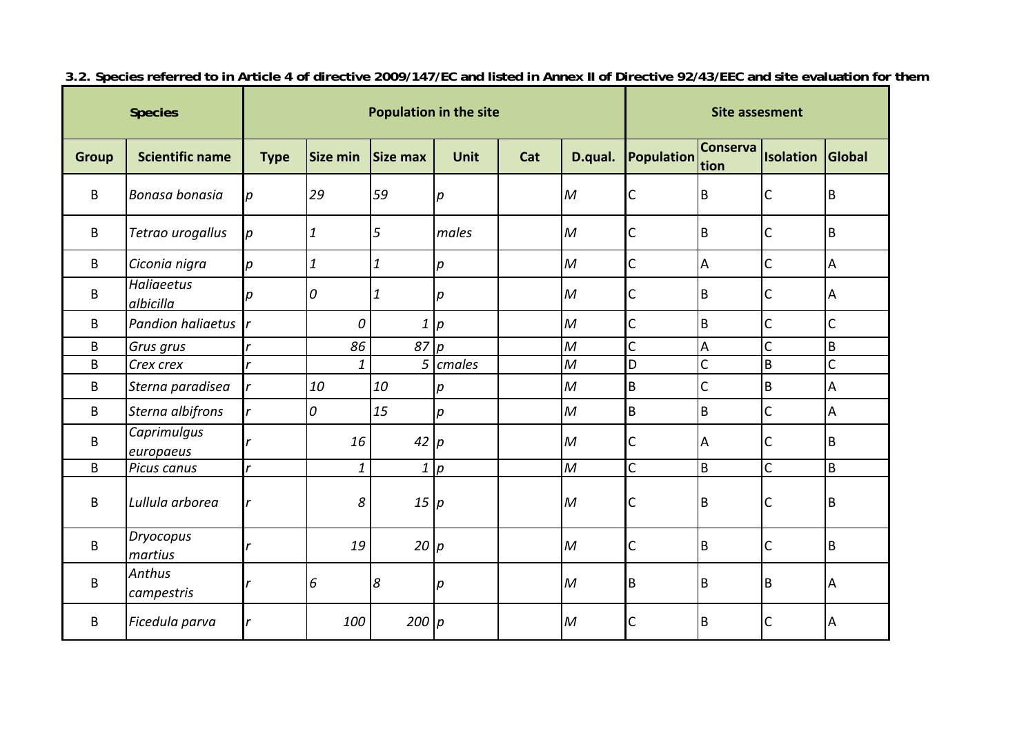**3.2. Species referred to in Article 4 of directive 2009/147/EC and listed in Annex II of Directive 92/43/EEC and site evaluation for them**

| Species | | Population in the site | | | | | | Site assesment | | | |
|---|---|---|---|---|---|---|---|---|---|---|---|
| Group | Scientific name | Type | Size min | Size max | Unit | Cat | D.qual. | Population | Conservation | Isolation | Global |
| B | *Bonasa bonasia* | *p* | *29* | *59* | *p* | | *M* | C | B | C | B |
| B | *Tetrao urogallus* | *p* | *1* | *5* | *males* | | *M* | C | B | C | B |
| B | *Ciconia nigra* | *p* | *1* | *1* | *p* | | *M* | C | A | C | A |
| B | *Haliaeetus albicilla* | *p* | *0* | *1* | *p* | | *M* | C | B | C | A |
| B | *Pandion haliaetus* | *r* | *0* | *1* | *p* | | *M* | C | B | C | C |
| B | *Grus grus* | *r* | *86* | *87* | *p* | | *M* | C | A | C | B |
| B | *Crex crex* | *r* | *1* | *5* | *cmales* | | *M* | D | C | B | C |
| B | *Sterna paradisea* | *r* | *10* | *10* | *p* | | *M* | B | C | B | A |
| B | *Sterna albifrons* | *r* | *0* | *15* | *p* | | *M* | B | B | C | A |
| B | *Caprimulgus europaeus* | *r* | *16* | *42* | *p* | | *M* | C | A | C | B |
| B | *Picus canus* | *r* | *1* | *1* | *p* | | *M* | C | B | C | B |
| B | *Lullula arborea* | *r* | *8* | *15* | *p* | | *M* | C | B | C | B |
| B | *Dryocopus martius* | *r* | *19* | *20* | *p* | | *M* | C | B | C | B |
| B | *Anthus campestris* | *r* | *6* | *8* | *p* | | *M* | B | B | B | A |
| B | *Ficedula parva* | *r* | *100* | *200* | *p* | | *M* | C | B | C | A |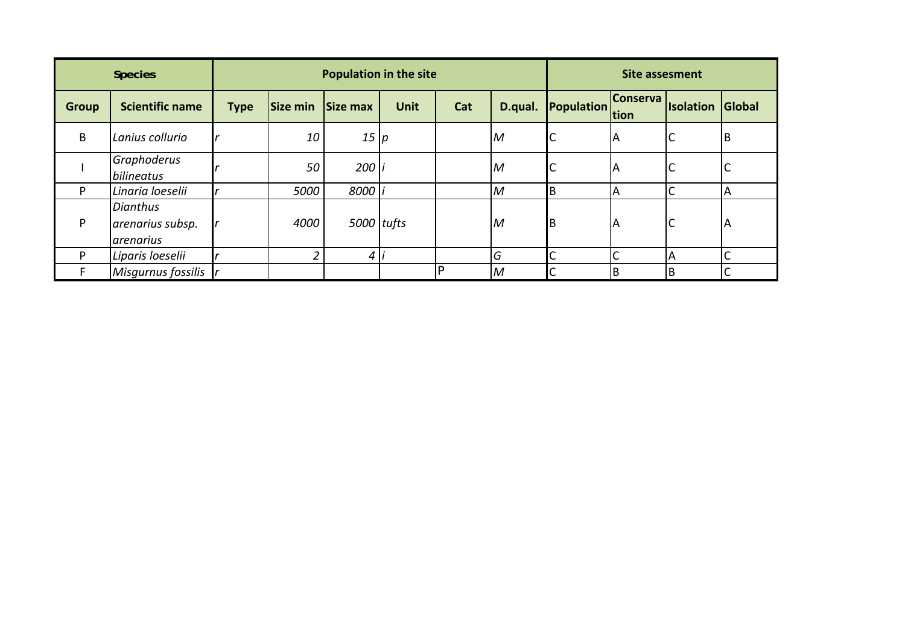| Species | | Population in the site | | | | | | Site assesment | | | |
|---|---|---|---|---|---|---|---|---|---|---|---|
| **Group** | **Scientific name** | **Type** | **Size min** | **Size max** | **Unit** | **Cat** | **D.qual.** | **Population** | **Conservation** | **Isolation** | **Global** |
| B | *Lanius collurio* | *r* | *10* | *15* | *p* | | *M* | C | A | C | B |
| I | *Graphoderus bilineatus* | *r* | *50* | *200* | *i* | | *M* | C | A | C | C |
| P | *Linaria loeselii* | *r* | *5000* | *8000* | *i* | | *M* | B | A | C | A |
| P | *Dianthus arenarius subsp. arenarius* | *r* | *4000* | *5000* | *tufts* | | *M* | B | A | C | A |
| P | *Liparis loeselii* | *r* | *2* | *4* | *i* | | *G* | C | C | A | C |
| F | *Misgurnus fossilis* | *r* | | | | P | *M* | C | B | B | C |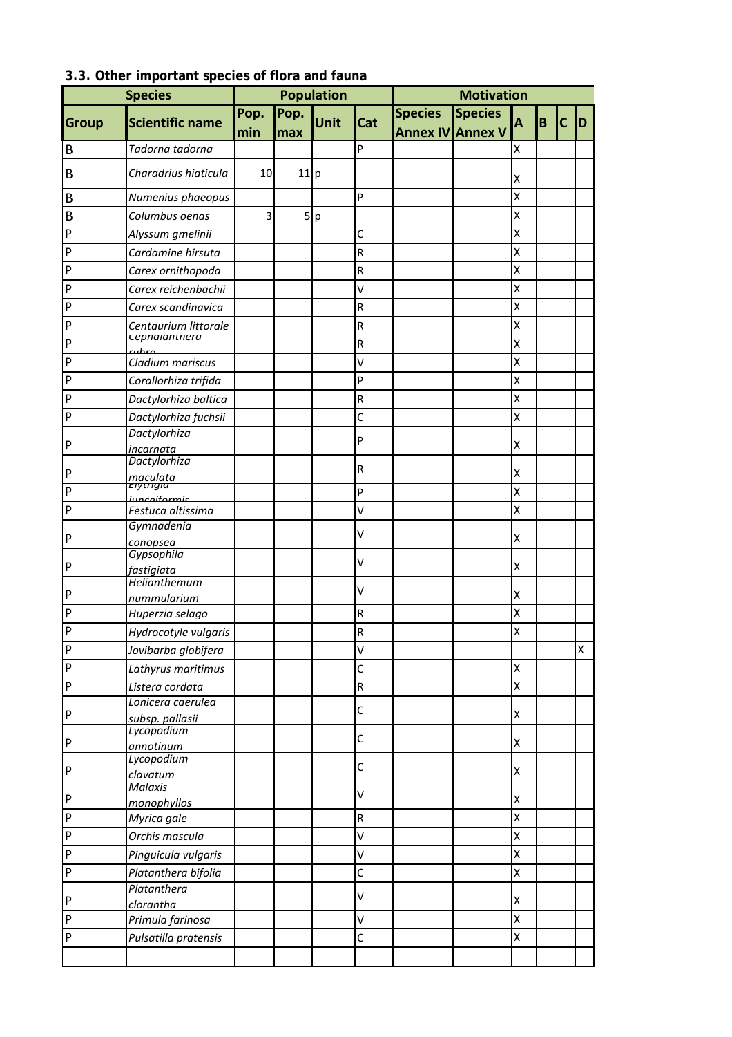### 3.3. Other important species of flora and fauna

| Species | | Population | | | | Motivation | | | | | |
|---|---|---|---|---|---|---|---|---|---|---|---|
| Group | Scientific name | Pop. min | Pop. max | Unit | Cat | Species Annex IV | Species Annex V | A | B | C | D |
| B | *Tadorna tadorna* | | | | P | | | X | | | |
| B | *Charadrius hiaticula* | 10 | 11 | p | | | | X | | | |
| B | *Numenius phaeopus* | | | | P | | | X | | | |
| B | *Columbus oenas* | 3 | 5 | p | | | | X | | | |
| P | *Alyssum gmelinii* | | | | C | | | X | | | |
| P | *Cardamine hirsuta* | | | | R | | | X | | | |
| P | *Carex ornithopoda* | | | | R | | | X | | | |
| P | *Carex reichenbachii* | | | | V | | | X | | | |
| P | *Carex scandinavica* | | | | R | | | X | | | |
| P | *Centaurium littorale* | | | | R | | | X | | | |
| P | *Cephalanthera rubra* | | | | R | | | X | | | |
| P | *Cladium mariscus* | | | | V | | | X | | | |
| P | *Corallorhiza trifida* | | | | P | | | X | | | |
| P | *Dactylorhiza baltica* | | | | R | | | X | | | |
| P | *Dactylorhiza fuchsii* | | | | C | | | X | | | |
| P | *Dactylorhiza incarnata* | | | | P | | | X | | | |
| P | *Dactylorhiza maculata* | | | | R | | | X | | | |
| P | *Elytrigia junceiformis* | | | | P | | | X | | | |
| P | *Festuca altissima* | | | | V | | | X | | | |
| P | *Gymnadenia conopsea* | | | | V | | | X | | | |
| P | *Gypsophila fastigiata* | | | | V | | | X | | | |
| P | *Helianthemum nummularium* | | | | V | | | X | | | |
| P | *Huperzia selago* | | | | R | | | X | | | |
| P | *Hydrocotyle vulgaris* | | | | R | | | X | | | |
| P | *Jovibarba globifera* | | | | V | | | | | | X |
| P | *Lathyrus maritimus* | | | | C | | | X | | | |
| P | *Listera cordata* | | | | R | | | X | | | |
| P | *Lonicera caerulea subsp. pallasii* | | | | C | | | X | | | |
| P | *Lycopodium annotinum* | | | | C | | | X | | | |
| P | *Lycopodium clavatum* | | | | C | | | X | | | |
| P | *Malaxis monophyllos* | | | | V | | | X | | | |
| P | *Myrica gale* | | | | R | | | X | | | |
| P | *Orchis mascula* | | | | V | | | X | | | |
| P | *Pinguicula vulgaris* | | | | V | | | X | | | |
| P | *Platanthera bifolia* | | | | C | | | X | | | |
| P | *Platanthera clorantha* | | | | V | | | X | | | |
| P | *Primula farinosa* | | | | V | | | X | | | |
| P | *Pulsatilla pratensis* | | | | C | | | X | | | |
| | | | | | | | | | | | |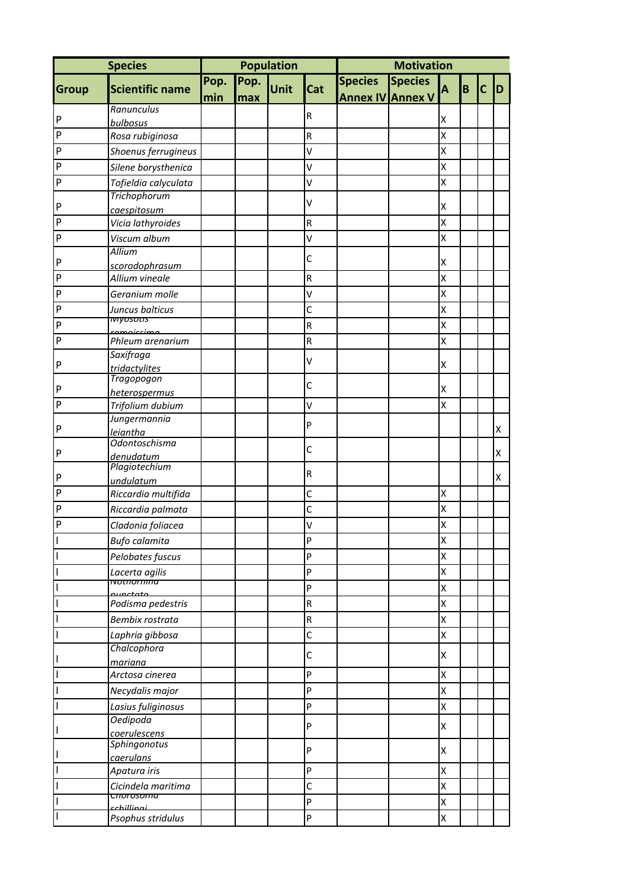| Species | | Population | | | | Motivation | | | | | |
|---|---|---|---|---|---|---|---|---|---|---|---|
| Group | Scientific name | Pop. min | Pop. max | Unit | Cat | Species Annex IV | Species Annex V | A | B | C | D |
| P | *Ranunculus bulbosus* | | | | R | | | X | | | |
| P | *Rosa rubiginosa* | | | | R | | | X | | | |
| P | *Shoenus ferrugineus* | | | | V | | | X | | | |
| P | *Silene borysthenica* | | | | V | | | X | | | |
| P | *Tofieldia calyculata* | | | | V | | | X | | | |
| P | *Trichophorum caespitosum* | | | | V | | | X | | | |
| P | *Vicia lathyroides* | | | | R | | | X | | | |
| P | *Viscum album* | | | | V | | | X | | | |
| P | *Allium scorodophrasum* | | | | C | | | X | | | |
| P | *Allium vineale* | | | | R | | | X | | | |
| P | *Geranium molle* | | | | V | | | X | | | |
| P | *Juncus balticus* | | | | C | | | X | | | |
| P | *Myosotis ramosissima* | | | | R | | | X | | | |
| P | *Phleum arenarium* | | | | R | | | X | | | |
| P | *Saxifraga tridactylites* | | | | V | | | X | | | |
| P | *Tragopogon heterospermus* | | | | C | | | X | | | |
| P | *Trifolium dubium* | | | | V | | | X | | | |
| P | *Jungermannia leiantha* | | | | P | | | | | | X |
| P | *Odontoschisma denudatum* | | | | C | | | | | | X |
| P | *Plagiotechium undulatum* | | | | R | | | | | | X |
| P | *Riccardia multifida* | | | | C | | | X | | | |
| P | *Riccardia palmata* | | | | C | | | X | | | |
| P | *Cladonia foliacea* | | | | V | | | X | | | |
| I | *Bufo calamita* | | | | P | | | X | | | |
| I | *Pelobates fuscus* | | | | P | | | X | | | |
| I | *Lacerta agilis* | | | | P | | | X | | | |
| I | *Nothorhina punctata* | | | | P | | | X | | | |
| I | *Podisma pedestris* | | | | R | | | X | | | |
| I | *Bembix rostrata* | | | | R | | | X | | | |
| I | *Laphria gibbosa* | | | | C | | | X | | | |
| I | *Chalcophora mariana* | | | | C | | | X | | | |
| I | *Arctosa cinerea* | | | | P | | | X | | | |
| I | *Necydalis major* | | | | P | | | X | | | |
| I | *Lasius fuliginosus* | | | | P | | | X | | | |
| I | *Oedipoda coerulescens* | | | | P | | | X | | | |
| I | *Sphingonotus caerulans* | | | | P | | | X | | | |
| I | *Apatura iris* | | | | P | | | X | | | |
| I | *Cicindela maritima* | | | | C | | | X | | | |
| I | *Chorosoma schillingi* | | | | P | | | X | | | |
| I | *Psophus stridulus* | | | | P | | | X | | | |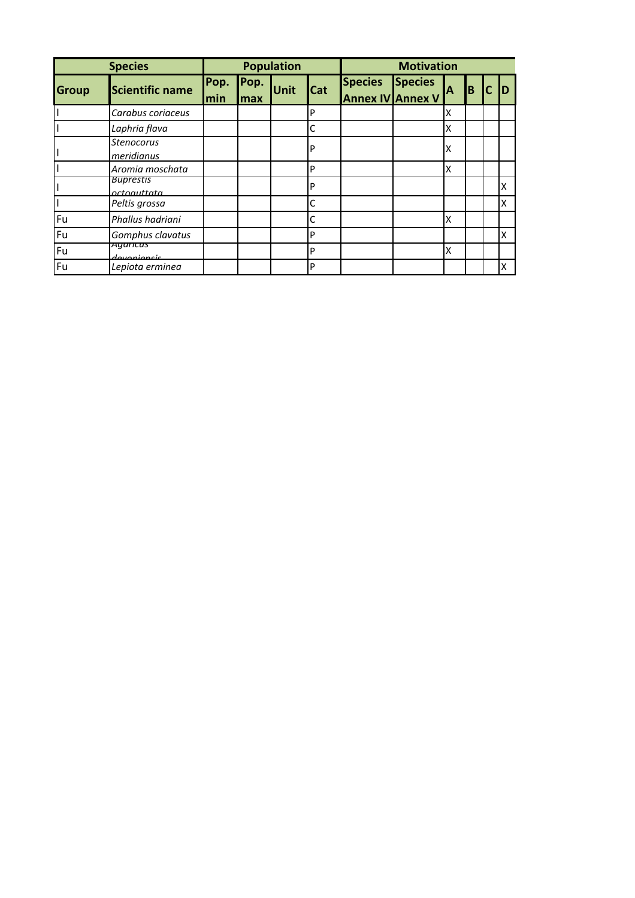| Species | | Population | | | | Motivation | | | | | |
|---|---|---|---|---|---|---|---|---|---|---|---|
| **Group** | **Scientific name** | **Pop. min** | **Pop. max** | **Unit** | **Cat** | **Species Annex IV** | **Species Annex V** | **A** | **B** | **C** | **D** |
| I | *Carabus coriaceus* | | | | P | | | X | | | |
| I | *Laphria flava* | | | | C | | | X | | | |
| I | *Stenocorus meridianus* | | | | P | | | X | | | |
| I | *Aromia moschata* | | | | P | | | X | | | |
| I | *Buprestis octoguttata* | | | | P | | | | | | X |
| I | *Peltis grossa* | | | | C | | | | | | X |
| Fu | *Phallus hadriani* | | | | C | | | X | | | |
| Fu | *Gomphus clavatus* | | | | P | | | | | | X |
| Fu | *Agaricus devoniensis* | | | | P | | | X | | | |
| Fu | *Lepiota erminea* | | | | P | | | | | | X |